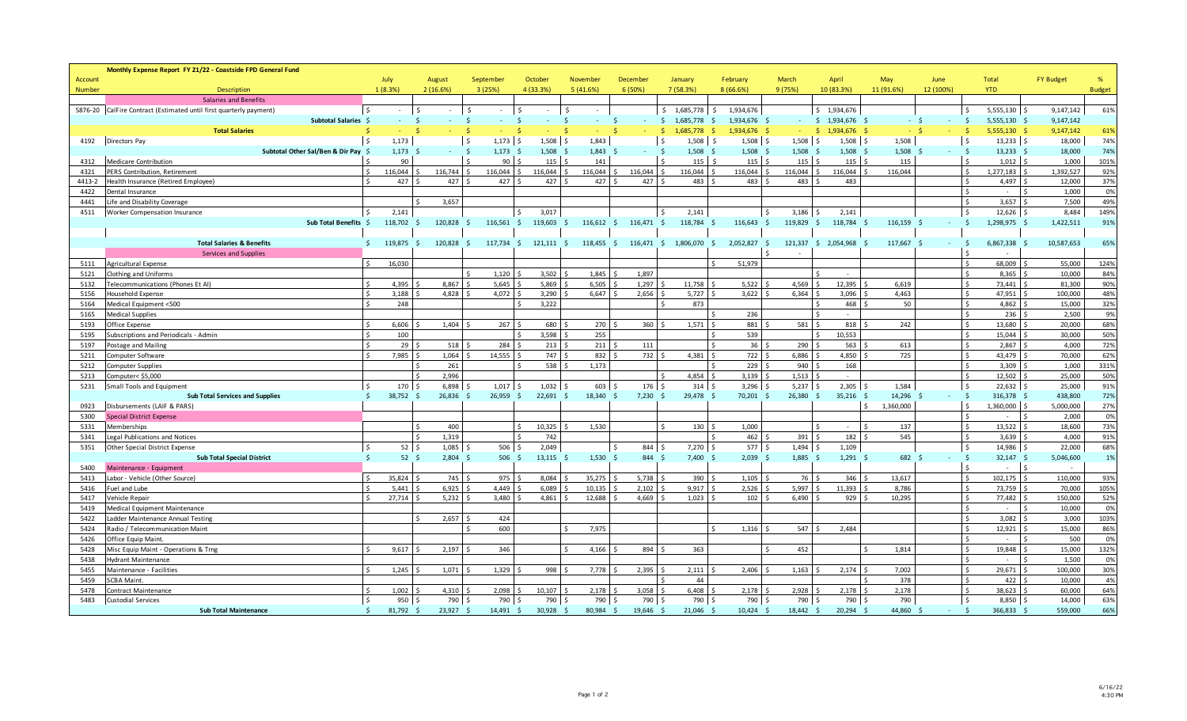**Monthly Expense Report FY 21/22 - Coastside FPD General Fund**

| Account Number | Description | July 1 (8.3%) | August 2 (16.6%) | September 3 (25%) | October 4 (33.3%) | November 5 (41.6%) | December 6 (50%) | January 7 (58.3%) | February 8 (66.6%) | March 9 (75%) | April 10 (83.3%) | May 11 (91.6%) | June 12 (100%) | Total YTD | FY Budget | % Budget |
|---|---|---|---|---|---|---|---|---|---|---|---|---|---|---|---|---|
| | **Salaries and Benefits** | | | | | | | | | | | | | | | |
| 5876-20 | CalFire Contract (Estimated until first quarterly payment) | $ - | $ - | $ - | $ - | $ - | | $ 1,685,778 | $ 1,934,676 | | $ 1,934,676 | | | $ 5,555,130 | $ 9,147,142 | 61% |
| | **Subtotal Salaries** | $ - | $ - | $ - | $ - | $ - | $ - | $ 1,685,778 | $ 1,934,676 | $ - | $ 1,934,676 | $ - | $ - | $ 5,555,130 | $ 9,147,142 | |
| | **Total Salaries** | $ - | $ - | $ - | $ - | $ - | $ - | $ 1,685,778 | $ 1,934,676 | $ - | $ 1,934,676 | $ - | $ - | $ 5,555,130 | $ 9,147,142 | 61% |
| 4192 | Directors Pay | $ 1,173 | | $ 1,173 | $ 1,508 | $ 1,843 | | $ 1,508 | $ 1,508 | $ 1,508 | $ 1,508 | $ 1,508 | | $ 13,233 | $ 18,000 | 74% |
| | **Subtotal Other Sal/Ben & Dir Pay** | $ 1,173 | $ - | $ 1,173 | $ 1,508 | $ 1,843 | $ - | $ 1,508 | $ 1,508 | $ 1,508 | $ 1,508 | $ 1,508 | $ - | $ 13,233 | $ 18,000 | 74% |
| 4312 | Medicare Contribution | $ 90 | | $ 90 | $ 115 | $ 141 | | $ 115 | $ 115 | $ 115 | $ 115 | $ 115 | | $ 1,012 | $ 1,000 | 101% |
| 4321 | PERS Contribution, Retirement | $ 116,044 | $ 116,744 | $ 116,044 | $ 116,044 | $ 116,044 | $ 116,044 | $ 116,044 | $ 116,044 | $ 116,044 | $ 116,044 | $ 116,044 | | $ 1,277,183 | $ 1,392,527 | 92% |
| 4413-2 | Health Insurance (Retired Employee) | $ 427 | $ 427 | $ 427 | $ 427 | $ 427 | $ 427 | $ 483 | $ 483 | $ 483 | $ 483 | | | $ 4,497 | $ 12,000 | 37% |
| 4422 | Dental Insurance | | | | | | | | | | | | | $ - | $ 1,000 | 0% |
| 4441 | Life and Disability Coverage | | $ 3,657 | | | | | | | | | | | $ 3,657 | $ 7,500 | 49% |
| 4511 | Worker Compensation Insurance | $ 2,141 | | | $ 3,017 | | | $ 2,141 | | $ 3,186 | $ 2,141 | | | $ 12,626 | $ 8,484 | 149% |
| | **Sub Total Benefits** | $ 118,702 | $ 120,828 | $ 116,561 | $ 119,603 | $ 116,612 | $ 116,471 | $ 118,784 | $ 116,643 | $ 119,829 | $ 118,784 | $ 116,159 | $ - | $ 1,298,975 | $ 1,422,511 | 91% |
| | **Total Salaries & Benefits** | $ 119,875 | $ 120,828 | $ 117,734 | $ 121,111 | $ 118,455 | $ 116,471 | $ 1,806,070 | $ 2,052,827 | $ 121,337 | $ 2,054,968 | $ 117,667 | $ - | $ 6,867,338 | $ 10,587,653 | 65% |
| | **Services and Supplies** | | | | | | | | | $ - | | | | $ - | | |
| 5111 | Agricultural Expense | $ 16,030 | | | | | | | $ 51,979 | | | | | $ 68,009 | $ 55,000 | 124% |
| 5121 | Clothing and Uniforms | | | $ 1,120 | $ 3,502 | $ 1,845 | $ 1,897 | | | | $ - | | | $ 8,365 | $ 10,000 | 84% |
| 5132 | Telecommunications (Phones Et Al) | $ 4,395 | $ 8,867 | $ 5,645 | $ 5,869 | $ 6,505 | $ 1,297 | $ 11,758 | $ 5,522 | $ 4,569 | $ 12,395 | $ 6,619 | | $ 73,441 | $ 81,300 | 90% |
| 5156 | Household Expense | $ 3,188 | $ 4,828 | $ 4,072 | $ 3,290 | $ 6,647 | $ 2,656 | $ 5,727 | $ 3,622 | $ 6,364 | $ 3,096 | $ 4,463 | | $ 47,951 | $ 100,000 | 48% |
| 5164 | Medical Equipment <500 | $ 248 | | | $ 3,222 | | | $ 873 | | | $ 468 | $ 50 | | $ 4,862 | $ 15,000 | 32% |
| 5165 | Medical Supplies | | | | | | | | $ 236 | | $ - | | | $ 236 | $ 2,500 | 9% |
| 5193 | Office Expense | $ 6,606 | $ 1,404 | $ 267 | $ 680 | $ 270 | $ 360 | $ 1,571 | $ 881 | $ 581 | $ 818 | $ 242 | | $ 13,680 | $ 20,000 | 68% |
| 5195 | Subscriptions and Periodicals - Admin | $ 100 | | | $ 3,598 | $ 255 | | | $ 539 | | $ 10,553 | | | $ 15,044 | $ 30,000 | 50% |
| 5197 | Postage and Mailing | $ 29 | $ 518 | $ 284 | $ 213 | $ 211 | $ 111 | | $ 36 | $ 290 | $ 563 | $ 613 | | $ 2,867 | $ 4,000 | 72% |
| 5211 | Computer Software | $ 7,985 | $ 1,064 | $ 14,555 | $ 747 | $ 832 | $ 732 | $ 4,381 | $ 722 | $ 6,886 | $ 4,850 | $ 725 | | $ 43,479 | $ 70,000 | 62% |
| 5212 | Computer Supplies | | $ 261 | | $ 538 | $ 1,173 | | | $ 229 | $ 940 | $ 168 | | | $ 3,309 | $ 1,000 | 331% |
| 5213 | Computer< $5,000 | | $ 2,996 | | | | | $ 4,854 | $ 3,139 | $ 1,513 | $ - | | | $ 12,502 | $ 25,000 | 50% |
| 5231 | Small Tools and Equipment | $ 170 | $ 6,898 | $ 1,017 | $ 1,032 | $ 603 | $ 176 | $ 314 | $ 3,296 | $ 5,237 | $ 2,305 | $ 1,584 | | $ 22,632 | $ 25,000 | 91% |
| | **Sub Total Services and Supplies** | $ 38,752 | $ 26,836 | $ 26,959 | $ 22,691 | $ 18,340 | $ 7,230 | $ 29,478 | $ 70,201 | $ 26,380 | $ 35,216 | $ 14,296 | $ - | $ 316,378 | $ 438,800 | 72% |
| 0923 | Disbursements (LAIF & PARS) | | | | | | | | | | | $ 1,360,000 | | $ 1,360,000 | $ 5,000,000 | 27% |
| 5300 | **Special District Expense** | | | | | | | | | | | | | $ - | $ 2,000 | 0% |
| 5331 | Memberships | | $ 400 | | $ 10,325 | $ 1,530 | | $ 130 | $ 1,000 | | $ - | $ 137 | | $ 13,522 | $ 18,600 | 73% |
| 5341 | Legal Publications and Notices | | $ 1,319 | | $ 742 | | | | $ 462 | $ 391 | $ 182 | $ 545 | | $ 3,639 | $ 4,000 | 91% |
| 5351 | Other Special District Expense | $ 52 | $ 1,085 | $ 506 | $ 2,049 | | $ 844 | $ 7,270 | $ 577 | $ 1,494 | $ 1,109 | | | $ 14,986 | $ 22,000 | 68% |
| | **Sub Total Special District** | $ 52 | $ 2,804 | $ 506 | $ 13,115 | $ 1,530 | $ 844 | $ 7,400 | $ 2,039 | $ 1,885 | $ 1,291 | $ 682 | $ - | $ 32,147 | $ 5,046,600 | 1% |
| 5400 | Maintenance - Equipment | | | | | | | | | | | | | $ - | $ - | |
| 5413 | Labor - Vehicle (Other Source) | $ 35,824 | $ 745 | $ 975 | $ 8,084 | $ 35,275 | $ 5,738 | $ 390 | $ 1,105 | $ 76 | $ 346 | $ 13,617 | | $ 102,175 | $ 110,000 | 93% |
| 5416 | Fuel and Lube | $ 5,441 | $ 6,925 | $ 4,449 | $ 6,089 | $ 10,135 | $ 2,102 | $ 9,917 | $ 2,526 | $ 5,997 | $ 11,393 | $ 8,786 | | $ 73,759 | $ 70,000 | 105% |
| 5417 | Vehicle Repair | $ 27,714 | $ 5,232 | $ 3,480 | $ 4,861 | $ 12,688 | $ 4,669 | $ 1,023 | $ 102 | $ 6,490 | $ 929 | $ 10,295 | | $ 77,482 | $ 150,000 | 52% |
| 5419 | Medical Equipment Maintenance | | | | | | | | | | | | | $ - | $ 10,000 | 0% |
| 5422 | Ladder Maintenance Annual Testing | | $ 2,657 | $ 424 | | | | | | | | | | $ 3,082 | $ 3,000 | 103% |
| 5424 | Radio / Telecommunication Maint | | | $ 600 | | $ 7,975 | | | $ 1,316 | $ 547 | $ 2,484 | | | $ 12,921 | $ 15,000 | 86% |
| 5426 | Office Equip Maint. | | | | | | | | | | | | | $ - | $ 500 | 0% |
| 5428 | Misc Equip Maint - Operations & Trng | $ 9,617 | $ 2,197 | $ 346 | | $ 4,166 | $ 894 | $ 363 | | $ 452 | | $ 1,814 | | $ 19,848 | $ 15,000 | 132% |
| 5438 | Hydrant Maintenance | | | | | | | | | | | | | $ - | $ 1,500 | 0% |
| 5455 | Maintenance - Facilities | $ 1,245 | $ 1,071 | $ 1,329 | $ 998 | $ 7,778 | $ 2,395 | $ 2,111 | $ 2,406 | $ 1,163 | $ 2,174 | $ 7,002 | | $ 29,671 | $ 100,000 | 30% |
| 5459 | SCBA Maint. | | | | | | | $ 44 | | | | $ 378 | | $ 422 | $ 10,000 | 4% |
| 5478 | Contract Maintenance | $ 1,002 | $ 4,310 | $ 2,098 | $ 10,107 | $ 2,178 | $ 3,058 | $ 6,408 | $ 2,178 | $ 2,928 | $ 2,178 | $ 2,178 | | $ 38,623 | $ 60,000 | 64% |
| 5483 | Custodial Services | $ 950 | $ 790 | $ 790 | $ 790 | $ 790 | $ 790 | $ 790 | $ 790 | $ 790 | $ 790 | $ 790 | | $ 8,850 | $ 14,000 | 63% |
| | **Sub Total Maintenance** | $ 81,792 | $ 23,927 | $ 14,491 | $ 30,928 | $ 80,984 | $ 19,646 | $ 21,046 | $ 10,424 | $ 18,442 | $ 20,294 | $ 44,860 | $ - | $ 366,833 | $ 559,000 | 66% |

6/16/22
4:30 PM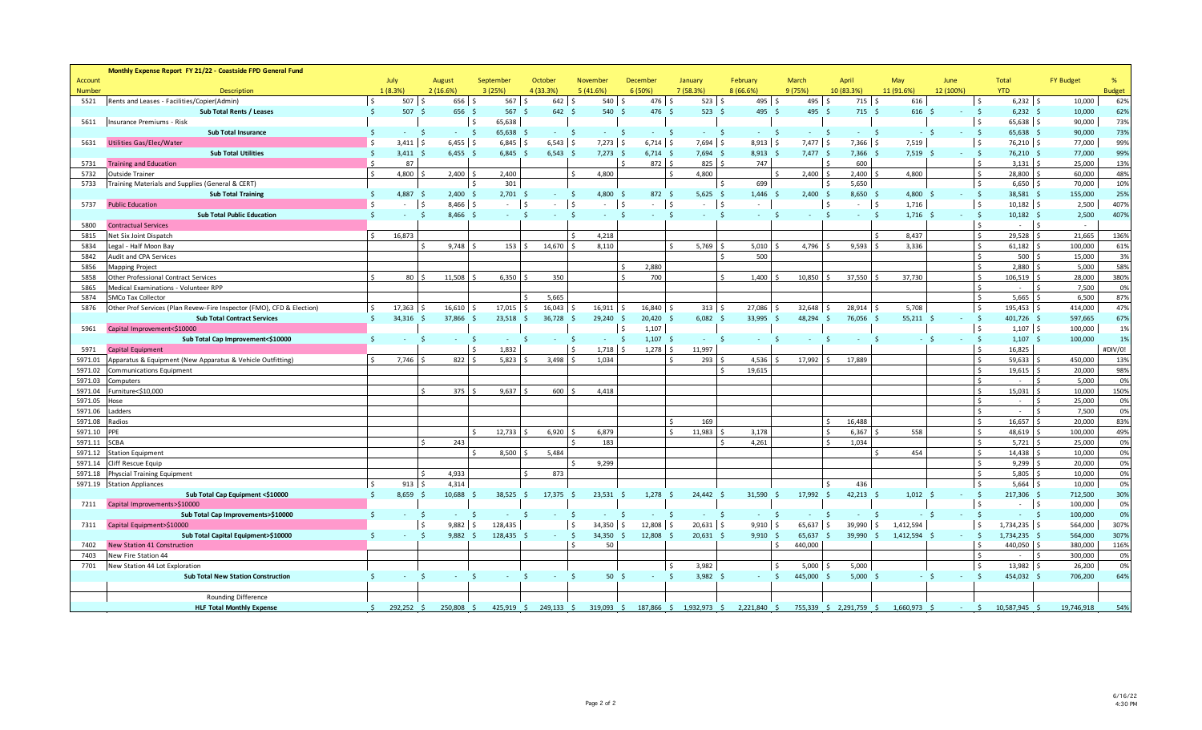| Account Number | Monthly Expense Report FY 21/22 - Coastside FPD General Fund Description | July 1 (8.3%) | August 2 (16.6%) | September 3 (25%) | October 4 (33.3%) | November 5 (41.6%) | December 6 (50%) | January 7 (58.3%) | February 8 (66.6%) | March 9 (75%) | April 10 (83.3%) | May 11 (91.6%) | June 12 (100%) | Total YTD | FY Budget | % Budget |
|---|---|---|---|---|---|---|---|---|---|---|---|---|---|---|---|---|
| 5521 | Rents and Leases - Facilities/Copier(Admin) | $ 507 | $ 656 | $ 567 | $ 642 | $ 540 | $ 476 | $ 523 | $ 495 | $ 495 | $ 715 | $ 616 | | $ 6,232 | $ 10,000 | 62% |
| | **Sub Total Rents / Leases** | $ 507 | $ 656 | $ 567 | $ 642 | $ 540 | $ 476 | $ 523 | $ 495 | $ 495 | $ 715 | $ 616 | $ - | $ 6,232 | $ 10,000 | 62% |
| 5611 | Insurance Premiums - Risk | | | $ 65,638 | | | | | | | | | | $ 65,638 | $ 90,000 | 73% |
| | **Sub Total Insurance** | $ - | $ - | $ 65,638 | $ - | $ - | $ - | $ - | $ - | $ - | $ - | $ - | $ - | $ 65,638 | $ 90,000 | 73% |
| 5631 | Utilities Gas/Elec/Water | $ 3,411 | $ 6,455 | $ 6,845 | $ 6,543 | $ 7,273 | $ 6,714 | $ 7,694 | $ 8,913 | $ 7,477 | $ 7,366 | $ 7,519 | | $ 76,210 | $ 77,000 | 99% |
| | **Sub Total Utilities** | $ 3,411 | $ 6,455 | $ 6,845 | $ 6,543 | $ 7,273 | $ 6,714 | $ 7,694 | $ 8,913 | $ 7,477 | $ 7,366 | $ 7,519 | $ - | $ 76,210 | $ 77,000 | 99% |
| 5731 | Training and Education | $ 87 | | | | | $ 872 | $ 825 | $ 747 | | $ 600 | | | $ 3,131 | $ 25,000 | 13% |
| 5732 | Outside Trainer | $ 4,800 | $ 2,400 | $ 2,400 | | $ 4,800 | | $ 4,800 | | $ 2,400 | $ 2,400 | $ 4,800 | | $ 28,800 | $ 60,000 | 48% |
| 5733 | Training Materials and Supplies (General & CERT) | | | $ 301 | | | | | $ 699 | | $ 5,650 | | | $ 6,650 | $ 70,000 | 10% |
| | **Sub Total Training** | $ 4,887 | $ 2,400 | $ 2,701 | $ - | $ 4,800 | $ 872 | $ 5,625 | $ 1,446 | $ 2,400 | $ 8,650 | $ 4,800 | $ - | $ 38,581 | $ 155,000 | 25% |
| 5737 | Public Education | $ - | $ 8,466 | $ - | $ - | $ - | $ - | $ - | $ - | | $ - | $ 1,716 | | $ 10,182 | $ 2,500 | 407% |
| | **Sub Total Public Education** | $ - | $ 8,466 | $ - | $ - | $ - | $ - | $ - | $ - | $ - | $ - | $ 1,716 | $ - | $ 10,182 | $ 2,500 | 407% |
| 5800 | Contractual Services | | | | | | | | | | | | | $ - | $ - | |
| 5815 | Net Six Joint Dispatch | $ 16,873 | | | | $ 4,218 | | | | | | $ 8,437 | | $ 29,528 | $ 21,665 | 136% |
| 5834 | Legal - Half Moon Bay | | $ 9,748 | $ 153 | $ 14,670 | $ 8,110 | | $ 5,769 | $ 5,010 | $ 4,796 | $ 9,593 | $ 3,336 | | $ 61,182 | $ 100,000 | 61% |
| 5842 | Audit and CPA Services | | | | | | | | $ 500 | | | | | $ 500 | $ 15,000 | 3% |
| 5856 | Mapping Project | | | | | | $ 2,880 | | | | | | | $ 2,880 | $ 5,000 | 58% |
| 5858 | Other Professional Contract Services | $ 80 | $ 11,508 | $ 6,350 | $ 350 | | $ 700 | | $ 1,400 | $ 10,850 | $ 37,550 | $ 37,730 | | $ 106,519 | $ 28,000 | 380% |
| 5865 | Medical Examinations - Volunteer RPP | | | | | | | | | | | | | $ - | $ 7,500 | 0% |
| 5874 | SMCo Tax Collector | | | | $ 5,665 | | | | | | | | | $ 5,665 | $ 6,500 | 87% |
| 5876 | Other Prof Services (Plan Revew-Fire Inspector (FMO), CFD & Election) | $ 17,363 | $ 16,610 | $ 17,015 | $ 16,043 | $ 16,911 | $ 16,840 | $ 313 | $ 27,086 | $ 32,648 | $ 28,914 | $ 5,708 | | $ 195,453 | $ 414,000 | 47% |
| | **Sub Total Contract Services** | $ 34,316 | $ 37,866 | $ 23,518 | $ 36,728 | $ 29,240 | $ 20,420 | $ 6,082 | $ 33,995 | $ 48,294 | $ 76,056 | $ 55,211 | $ - | $ 401,726 | $ 597,665 | 67% |
| 5961 | Capital Improvement<$10000 | | | | | | $ 1,107 | | | | | | | $ 1,107 | $ 100,000 | 1% |
| | **Sub Total Cap Improvement<$10000** | $ - | $ - | $ - | $ - | $ - | $ 1,107 | $ - | $ - | $ - | $ - | $ - | $ - | $ 1,107 | $ 100,000 | 1% |
| 5971 | Capital Equipment | | | $ 1,832 | | $ 1,718 | $ 1,278 | $ 11,997 | | | | | | $ 16,825 | | #DIV/0! |
| 5971.01 | Apparatus & Equipment (New Apparatus & Vehicle Outfitting) | $ 7,746 | $ 822 | $ 5,823 | $ 3,498 | $ 1,034 | | $ 293 | $ 4,536 | $ 17,992 | $ 17,889 | | | $ 59,633 | $ 450,000 | 13% |
| 5971.02 | Communications Equipment | | | | | | | | $ 19,615 | | | | | $ 19,615 | $ 20,000 | 98% |
| 5971.03 | Computers | | | | | | | | | | | | | $ - | $ 5,000 | 0% |
| 5971.04 | Furniture<$10,000 | | $ 375 | $ 9,637 | $ 600 | $ 4,418 | | | | | | | | $ 15,031 | $ 10,000 | 150% |
| 5971.05 | Hose | | | | | | | | | | | | | $ - | $ 25,000 | 0% |
| 5971.06 | Ladders | | | | | | | | | | | | | $ - | $ 7,500 | 0% |
| 5971.08 | Radios | | | | | | | $ 169 | | | $ 16,488 | | | $ 16,657 | $ 20,000 | 83% |
| 5971.10 | PPE | | | $ 12,733 | $ 6,920 | $ 6,879 | | $ 11,983 | $ 3,178 | | $ 6,367 | $ 558 | | $ 48,619 | $ 100,000 | 49% |
| 5971.11 | SCBA | | $ 243 | | | $ 183 | | | $ 4,261 | | $ 1,034 | | | $ 5,721 | $ 25,000 | 0% |
| 5971.12 | Station Equipment | | | $ 8,500 | $ 5,484 | | | | | | | $ 454 | | $ 14,438 | $ 10,000 | 0% |
| 5971.14 | Cliff Rescue Equip | | | | | $ 9,299 | | | | | | | | $ 9,299 | $ 20,000 | 0% |
| 5971.18 | Physcial Training Equipment | | $ 4,933 | | $ 873 | | | | | | | | | $ 5,805 | $ 10,000 | 0% |
| 5971.19 | Station Appliances | $ 913 | $ 4,314 | | | | | | | | $ 436 | | | $ 5,664 | $ 10,000 | 0% |
| | **Sub Total Cap Equipment <$10000** | $ 8,659 | $ 10,688 | $ 38,525 | $ 17,375 | $ 23,531 | $ 1,278 | $ 24,442 | $ 31,590 | $ 17,992 | $ 42,213 | $ 1,012 | $ - | $ 217,306 | $ 712,500 | 30% |
| 7211 | Capital Improvements>$10000 | | | | | | | | | | | | | $ - | $ 100,000 | 0% |
| | **Sub Total Cap Improvements>$10000** | $ - | $ - | $ - | $ - | $ - | $ - | $ - | $ - | $ - | $ - | $ - | $ - | $ - | $ 100,000 | 0% |
| 7311 | Capital Equipment>$10000 | | $ 9,882 | $ 128,435 | | $ 34,350 | $ 12,808 | $ 20,631 | $ 9,910 | $ 65,637 | $ 39,990 | $ 1,412,594 | | $ 1,734,235 | $ 564,000 | 307% |
| | **Sub Total Capital Equipment>$10000** | $ - | $ 9,882 | $ 128,435 | $ - | $ 34,350 | $ 12,808 | $ 20,631 | $ 9,910 | $ 65,637 | $ 39,990 | $ 1,412,594 | $ - | $ 1,734,235 | $ 564,000 | 307% |
| 7402 | New Station 41 Construction | | | | | $ 50 | | | | $ 440,000 | | | | $ 440,050 | $ 380,000 | 116% |
| 7403 | New Fire Station 44 | | | | | | | | | | | | | $ - | $ 300,000 | 0% |
| 7701 | New Station 44 Lot Exploration | | | | | | | $ 3,982 | | $ 5,000 | $ 5,000 | | | $ 13,982 | $ 26,200 | 0% |
| | **Sub Total New Station Construction** | $ - | $ - | $ - | $ - | $ 50 | $ - | $ 3,982 | $ - | $ 445,000 | $ 5,000 | $ - | $ - | $ 454,032 | $ 706,200 | 64% |
| | | | | | | | | | | | | | | | | |
| | Rounding Difference | | | | | | | | | | | | | | | |
| | **HLF Total Monthly Expense** | $ 292,252 | $ 250,808 | $ 425,919 | $ 249,133 | $ 319,093 | $ 187,866 | $ 1,932,973 | $ 2,221,840 | $ 755,339 | $ 2,291,759 | $ 1,660,973 | $ - | $ 10,587,945 | $ 19,746,918 | 54% |

6/16/22
4:30 PM